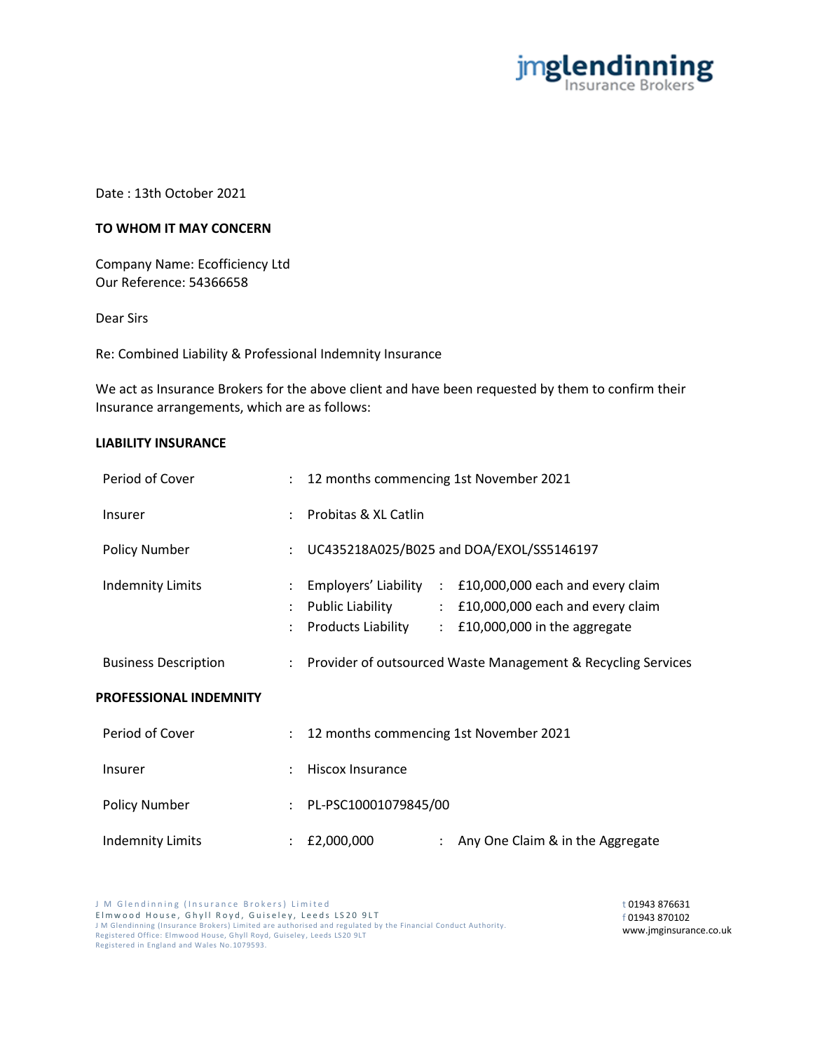jmglendinning Insurance Brokers

Date : 13th October 2021

**TO WHOM IT MAY CONCERN**

Company Name: Ecofficiency Ltd
Our Reference: 54366658

Dear Sirs

Re: Combined Liability & Professional Indemnity Insurance

We act as Insurance Brokers for the above client and have been requested by them to confirm their Insurance arrangements, which are as follows:

**LIABILITY INSURANCE**

| | | |
|---|---|---|
| Period of Cover | : 12 months commencing 1st November 2021 | |
| Insurer | : Probitas & XL Catlin | |
| Policy Number | : UC435218A025/B025 and DOA/EXOL/SS5146197 | |
| Indemnity Limits | : Employers' Liability | : £10,000,000 each and every claim |
| | : Public Liability | : £10,000,000 each and every claim |
| | : Products Liability | : £10,000,000 in the aggregate |
| Business Description | : Provider of outsourced Waste Management & Recycling Services | |

**PROFESSIONAL INDEMNITY**

| | | |
|---|---|---|
| Period of Cover | : 12 months commencing 1st November 2021 | |
| Insurer | : Hiscox Insurance | |
| Policy Number | : PL-PSC10001079845/00 | |
| Indemnity Limits | : £2,000,000 | : Any One Claim & in the Aggregate |

J M Glendinning (Insurance Brokers) Limited
Elmwood House, Ghyll Royd, Guiseley, Leeds LS20 9LT
J M Glendinning (Insurance Brokers) Limited are authorised and regulated by the Financial Conduct Authority.
Registered Office: Elmwood House, Ghyll Royd, Guiseley, Leeds LS20 9LT
Registered in England and Wales No.1079593.

t 01943 876631
f 01943 870102
www.jmginsurance.co.uk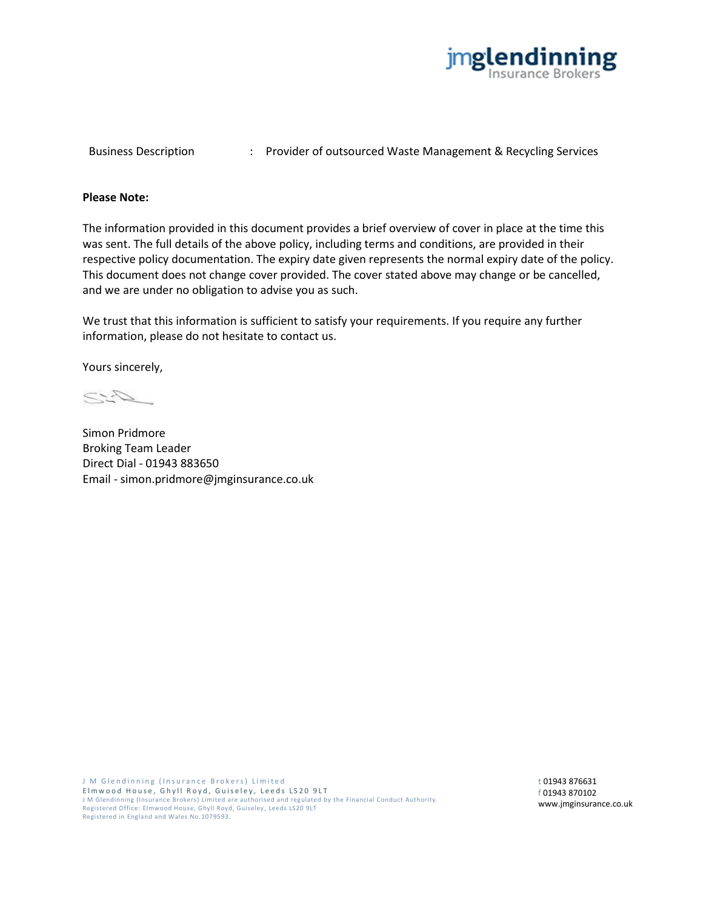Business Description : Provider of outsourced Waste Management & Recycling Services

**Please Note:**

The information provided in this document provides a brief overview of cover in place at the time this was sent. The full details of the above policy, including terms and conditions, are provided in their respective policy documentation. The expiry date given represents the normal expiry date of the policy. This document does not change cover provided. The cover stated above may change or be cancelled, and we are under no obligation to advise you as such.

We trust that this information is sufficient to satisfy your requirements. If you require any further information, please do not hesitate to contact us.

Yours sincerely,

Simon Pridmore
Broking Team Leader
Direct Dial - 01943 883650
Email - simon.pridmore@jmginsurance.co.uk

J M Glendinning (Insurance Brokers) Limited
Elmwood House, Ghyll Royd, Guiseley, Leeds LS20 9LT
J M Glendinning (Insurance Brokers) Limited are authorised and regulated by the Financial Conduct Authority.
Registered Office: Elmwood House, Ghyll Royd, Guiseley, Leeds LS20 9LT
Registered in England and Wales No.1079593.

t 01943 876631
f 01943 870102
www.jmginsurance.co.uk